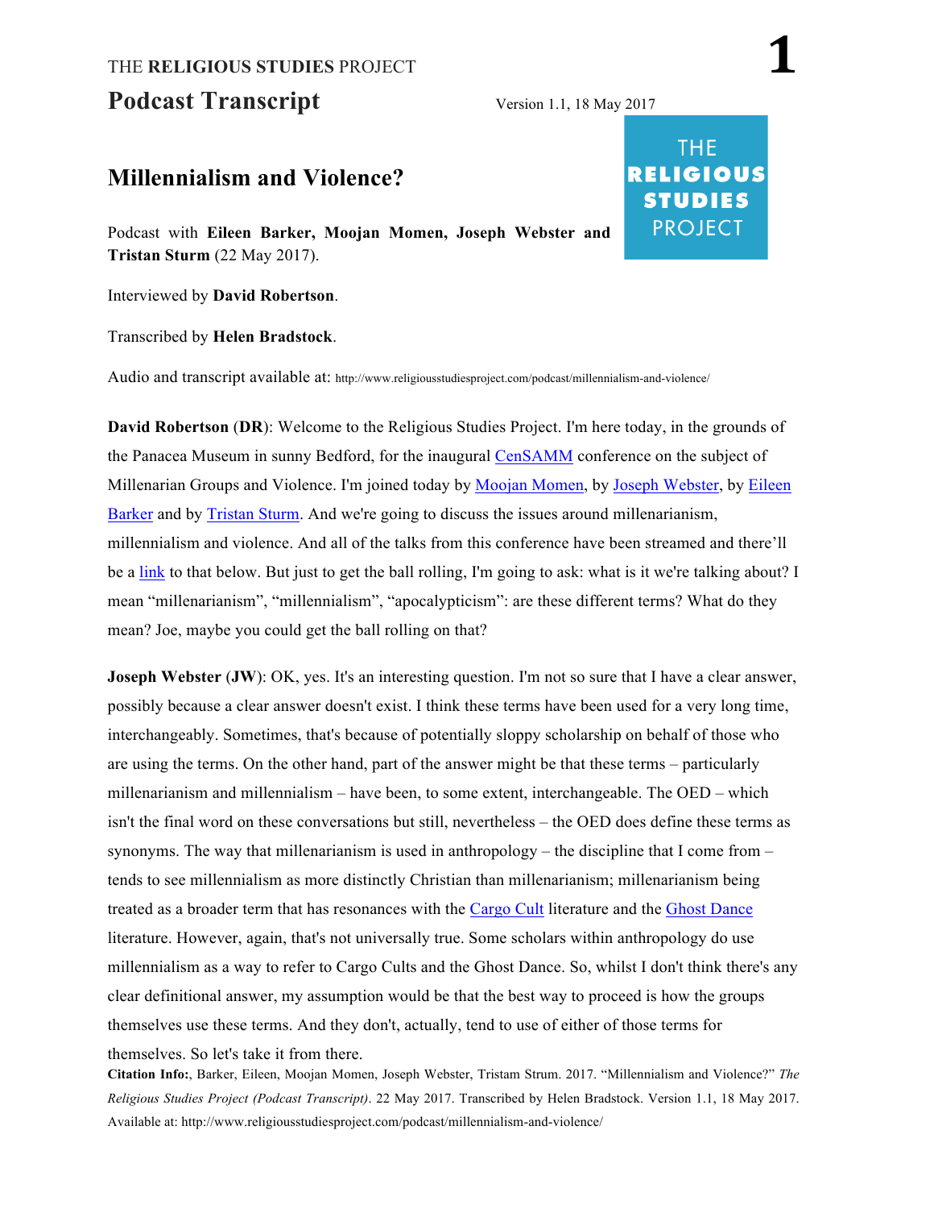THE **RELIGIOUS STUDIES** PROJECT

# Podcast Transcript

Version 1.1, 18 May 2017

## Millennialism and Violence?

Podcast with **Eileen Barker, Moojan Momen, Joseph Webster and Tristan Sturm** (22 May 2017).

Interviewed by **David Robertson**.

Transcribed by **Helen Bradstock**.

Audio and transcript available at: http://www.religiousstudiesproject.com/podcast/millennialism-and-violence/

**David Robertson** (**DR**): Welcome to the Religious Studies Project. I'm here today, in the grounds of the Panacea Museum in sunny Bedford, for the inaugural CenSAMM conference on the subject of Millenarian Groups and Violence. I'm joined today by Moojan Momen, by Joseph Webster, by Eileen Barker and by Tristan Sturm. And we're going to discuss the issues around millenarianism, millennialism and violence. And all of the talks from this conference have been streamed and there'll be a link to that below. But just to get the ball rolling, I'm going to ask: what is it we're talking about? I mean "millenarianism", "millennialism", "apocalypticism": are these different terms? What do they mean? Joe, maybe you could get the ball rolling on that?

**Joseph Webster** (**JW**): OK, yes. It's an interesting question. I'm not so sure that I have a clear answer, possibly because a clear answer doesn't exist. I think these terms have been used for a very long time, interchangeably. Sometimes, that's because of potentially sloppy scholarship on behalf of those who are using the terms. On the other hand, part of the answer might be that these terms – particularly millenarianism and millennialism – have been, to some extent, interchangeable. The OED – which isn't the final word on these conversations but still, nevertheless – the OED does define these terms as synonyms. The way that millenarianism is used in anthropology – the discipline that I come from – tends to see millennialism as more distinctly Christian than millenarianism; millenarianism being treated as a broader term that has resonances with the Cargo Cult literature and the Ghost Dance literature. However, again, that's not universally true. Some scholars within anthropology do use millennialism as a way to refer to Cargo Cults and the Ghost Dance. So, whilst I don't think there's any clear definitional answer, my assumption would be that the best way to proceed is how the groups themselves use these terms. And they don't, actually, tend to use of either of those terms for themselves. So let's take it from there.

**Citation Info:**, Barker, Eileen, Moojan Momen, Joseph Webster, Tristam Strum. 2017. "Millennialism and Violence?" *The Religious Studies Project (Podcast Transcript)*. 22 May 2017. Transcribed by Helen Bradstock. Version 1.1, 18 May 2017. Available at: http://www.religiousstudiesproject.com/podcast/millennialism-and-violence/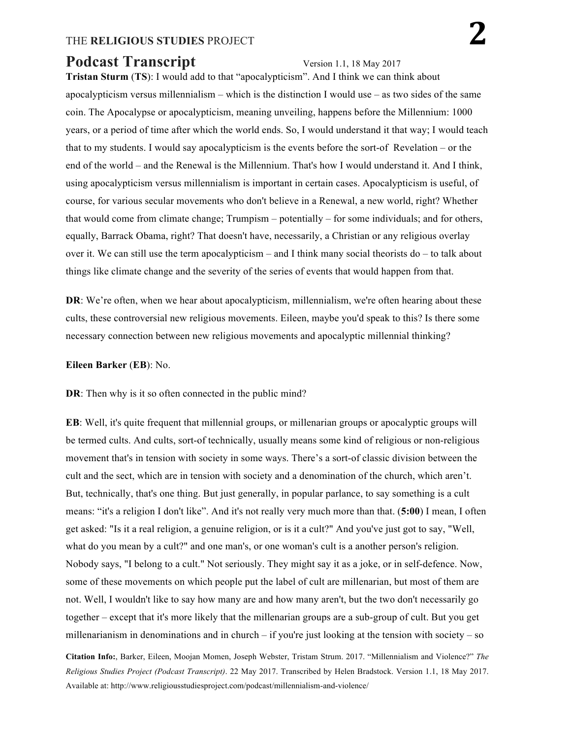**Tristan Sturm** (**TS**): I would add to that "apocalypticism". And I think we can think about apocalypticism versus millennialism – which is the distinction I would use – as two sides of the same coin. The Apocalypse or apocalypticism, meaning unveiling, happens before the Millennium: 1000 years, or a period of time after which the world ends. So, I would understand it that way; I would teach that to my students. I would say apocalypticism is the events before the sort-of Revelation – or the end of the world – and the Renewal is the Millennium. That's how I would understand it. And I think, using apocalypticism versus millennialism is important in certain cases. Apocalypticism is useful, of course, for various secular movements who don't believe in a Renewal, a new world, right? Whether that would come from climate change; Trumpism – potentially – for some individuals; and for others, equally, Barrack Obama, right? That doesn't have, necessarily, a Christian or any religious overlay over it. We can still use the term apocalypticism – and I think many social theorists do – to talk about things like climate change and the severity of the series of events that would happen from that.

**DR**: We're often, when we hear about apocalypticism, millennialism, we're often hearing about these cults, these controversial new religious movements. Eileen, maybe you'd speak to this? Is there some necessary connection between new religious movements and apocalyptic millennial thinking?

**Eileen Barker** (**EB**): No.

**DR**: Then why is it so often connected in the public mind?

**EB**: Well, it's quite frequent that millennial groups, or millenarian groups or apocalyptic groups will be termed cults. And cults, sort-of technically, usually means some kind of religious or non-religious movement that's in tension with society in some ways. There's a sort-of classic division between the cult and the sect, which are in tension with society and a denomination of the church, which aren't. But, technically, that's one thing. But just generally, in popular parlance, to say something is a cult means: "it's a religion I don't like". And it's not really very much more than that. (**5:00**) I mean, I often get asked: "Is it a real religion, a genuine religion, or is it a cult?" And you've just got to say, "Well, what do you mean by a cult?" and one man's, or one woman's cult is a another person's religion. Nobody says, "I belong to a cult." Not seriously. They might say it as a joke, or in self-defence. Now, some of these movements on which people put the label of cult are millenarian, but most of them are not. Well, I wouldn't like to say how many are and how many aren't, but the two don't necessarily go together – except that it's more likely that the millenarian groups are a sub-group of cult. But you get millenarianism in denominations and in church – if you're just looking at the tension with society – so

**Citation Info:**, Barker, Eileen, Moojan Momen, Joseph Webster, Tristam Strum. 2017. "Millennialism and Violence?" *The Religious Studies Project (Podcast Transcript)*. 22 May 2017. Transcribed by Helen Bradstock. Version 1.1, 18 May 2017. Available at: http://www.religiousstudiesproject.com/podcast/millennialism-and-violence/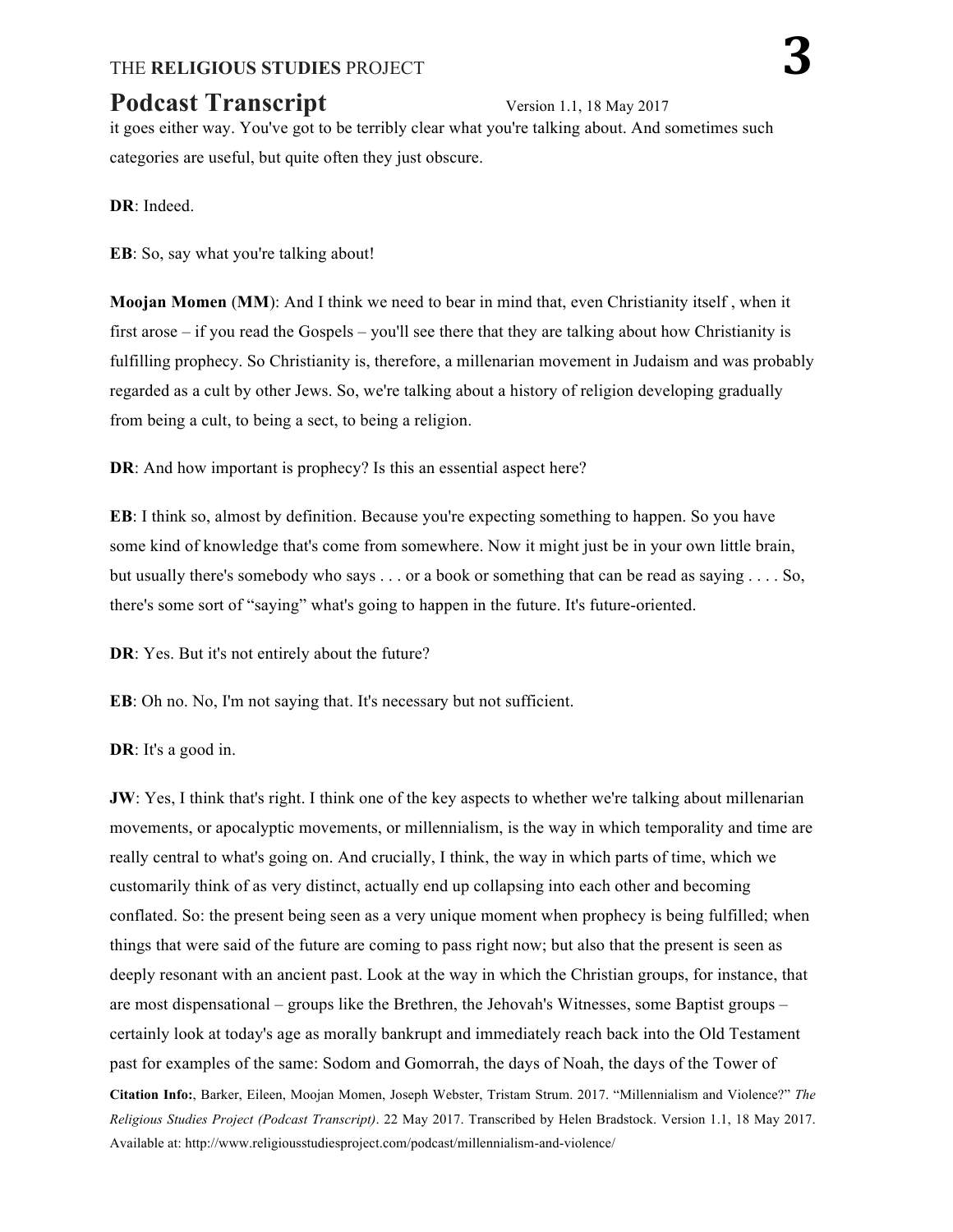it goes either way. You've got to be terribly clear what you're talking about. And sometimes such categories are useful, but quite often they just obscure.

**DR**: Indeed.

**EB**: So, say what you're talking about!

**Moojan Momen** (**MM**): And I think we need to bear in mind that, even Christianity itself , when it first arose – if you read the Gospels – you'll see there that they are talking about how Christianity is fulfilling prophecy. So Christianity is, therefore, a millenarian movement in Judaism and was probably regarded as a cult by other Jews. So, we're talking about a history of religion developing gradually from being a cult, to being a sect, to being a religion.

**DR**: And how important is prophecy? Is this an essential aspect here?

**EB**: I think so, almost by definition. Because you're expecting something to happen. So you have some kind of knowledge that's come from somewhere. Now it might just be in your own little brain, but usually there's somebody who says . . . or a book or something that can be read as saying . . . . So, there's some sort of "saying" what's going to happen in the future. It's future-oriented.

**DR**: Yes. But it's not entirely about the future?

**EB**: Oh no. No, I'm not saying that. It's necessary but not sufficient.

**DR**: It's a good in.

**JW**: Yes, I think that's right. I think one of the key aspects to whether we're talking about millenarian movements, or apocalyptic movements, or millennialism, is the way in which temporality and time are really central to what's going on. And crucially, I think, the way in which parts of time, which we customarily think of as very distinct, actually end up collapsing into each other and becoming conflated. So: the present being seen as a very unique moment when prophecy is being fulfilled; when things that were said of the future are coming to pass right now; but also that the present is seen as deeply resonant with an ancient past. Look at the way in which the Christian groups, for instance, that are most dispensational – groups like the Brethren, the Jehovah's Witnesses, some Baptist groups – certainly look at today's age as morally bankrupt and immediately reach back into the Old Testament past for examples of the same: Sodom and Gomorrah, the days of Noah, the days of the Tower of

**Citation Info:**, Barker, Eileen, Moojan Momen, Joseph Webster, Tristam Strum. 2017. "Millennialism and Violence?" *The Religious Studies Project (Podcast Transcript)*. 22 May 2017. Transcribed by Helen Bradstock. Version 1.1, 18 May 2017. Available at: http://www.religiousstudiesproject.com/podcast/millennialism-and-violence/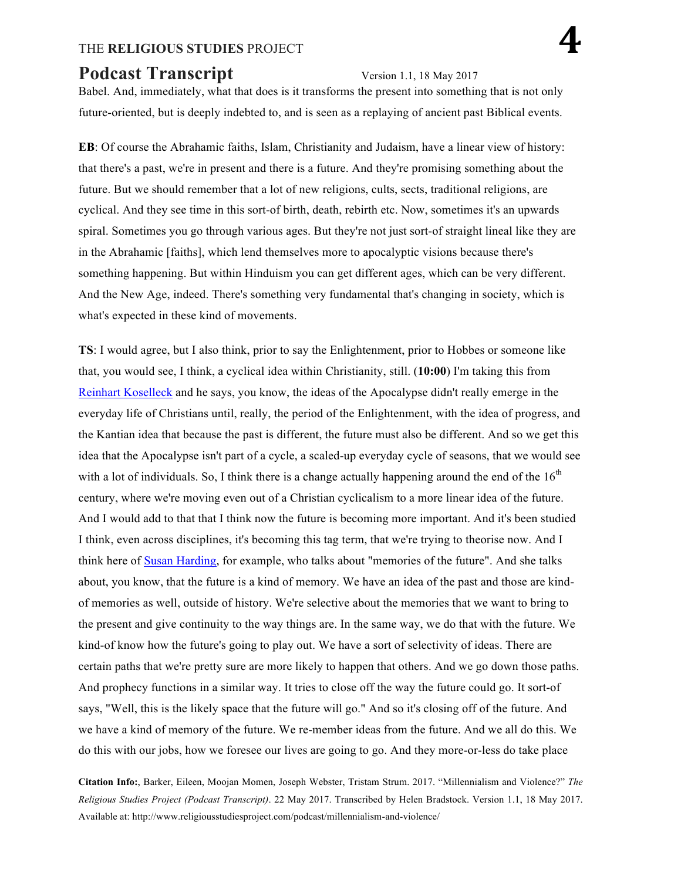Babel. And, immediately, what that does is it transforms the present into something that is not only future-oriented, but is deeply indebted to, and is seen as a replaying of ancient past Biblical events.

**EB**: Of course the Abrahamic faiths, Islam, Christianity and Judaism, have a linear view of history: that there's a past, we're in present and there is a future. And they're promising something about the future. But we should remember that a lot of new religions, cults, sects, traditional religions, are cyclical. And they see time in this sort-of birth, death, rebirth etc. Now, sometimes it's an upwards spiral. Sometimes you go through various ages. But they're not just sort-of straight lineal like they are in the Abrahamic [faiths], which lend themselves more to apocalyptic visions because there's something happening. But within Hinduism you can get different ages, which can be very different. And the New Age, indeed. There's something very fundamental that's changing in society, which is what's expected in these kind of movements.

**TS**: I would agree, but I also think, prior to say the Enlightenment, prior to Hobbes or someone like that, you would see, I think, a cyclical idea within Christianity, still. (**10:00**) I'm taking this from Reinhart Koselleck and he says, you know, the ideas of the Apocalypse didn't really emerge in the everyday life of Christians until, really, the period of the Enlightenment, with the idea of progress, and the Kantian idea that because the past is different, the future must also be different. And so we get this idea that the Apocalypse isn't part of a cycle, a scaled-up everyday cycle of seasons, that we would see with a lot of individuals. So, I think there is a change actually happening around the end of the 16th century, where we're moving even out of a Christian cyclicalism to a more linear idea of the future. And I would add to that that I think now the future is becoming more important. And it's been studied I think, even across disciplines, it's becoming this tag term, that we're trying to theorise now. And I think here of Susan Harding, for example, who talks about "memories of the future". And she talks about, you know, that the future is a kind of memory. We have an idea of the past and those are kind-of memories as well, outside of history. We're selective about the memories that we want to bring to the present and give continuity to the way things are. In the same way, we do that with the future. We kind-of know how the future's going to play out. We have a sort of selectivity of ideas. There are certain paths that we're pretty sure are more likely to happen that others. And we go down those paths. And prophecy functions in a similar way. It tries to close off the way the future could go. It sort-of says, "Well, this is the likely space that the future will go." And so it's closing off of the future. And we have a kind of memory of the future. We re-member ideas from the future. And we all do this. We do this with our jobs, how we foresee our lives are going to go. And they more-or-less do take place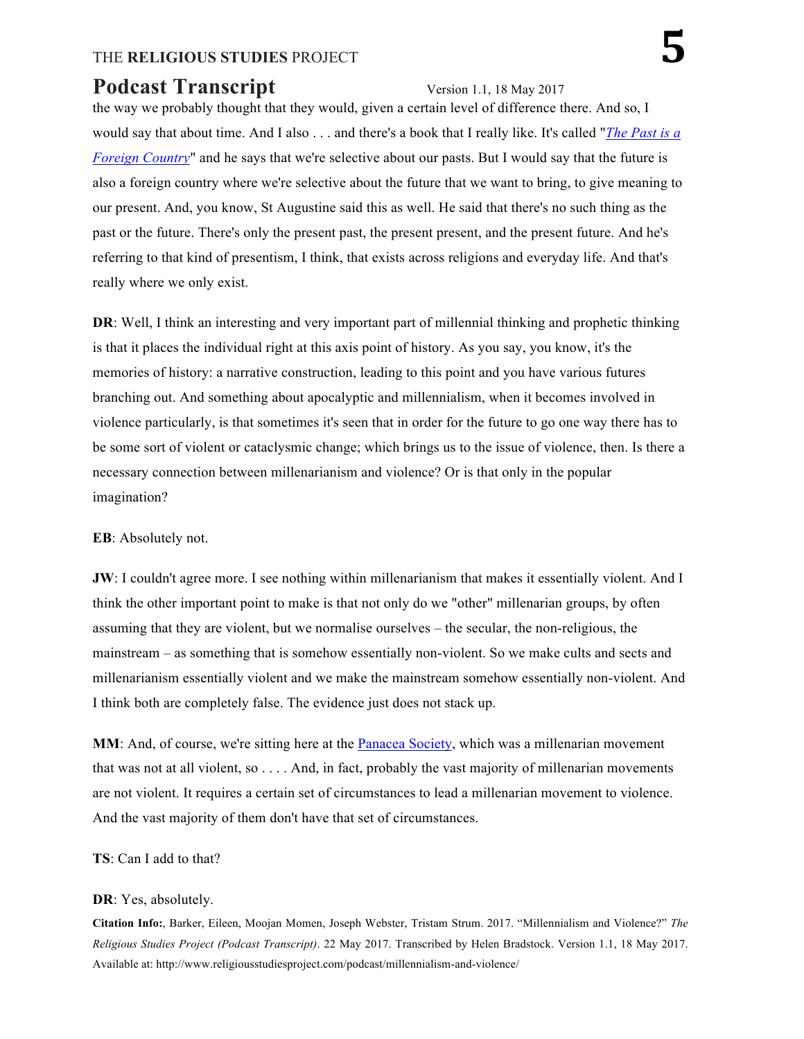the way we probably thought that they would, given a certain level of difference there. And so, I would say that about time. And I also . . . and there's a book that I really like. It's called "*The Past is a Foreign Country*" and he says that we're selective about our pasts. But I would say that the future is also a foreign country where we're selective about the future that we want to bring, to give meaning to our present. And, you know, St Augustine said this as well. He said that there's no such thing as the past or the future. There's only the present past, the present present, and the present future. And he's referring to that kind of presentism, I think, that exists across religions and everyday life. And that's really where we only exist.

**DR**: Well, I think an interesting and very important part of millennial thinking and prophetic thinking is that it places the individual right at this axis point of history. As you say, you know, it's the memories of history: a narrative construction, leading to this point and you have various futures branching out. And something about apocalyptic and millennialism, when it becomes involved in violence particularly, is that sometimes it's seen that in order for the future to go one way there has to be some sort of violent or cataclysmic change; which brings us to the issue of violence, then. Is there a necessary connection between millenarianism and violence? Or is that only in the popular imagination?

**EB**: Absolutely not.

**JW**: I couldn't agree more. I see nothing within millenarianism that makes it essentially violent. And I think the other important point to make is that not only do we "other" millenarian groups, by often assuming that they are violent, but we normalise ourselves – the secular, the non-religious, the mainstream – as something that is somehow essentially non-violent. So we make cults and sects and millenarianism essentially violent and we make the mainstream somehow essentially non-violent. And I think both are completely false. The evidence just does not stack up.

**MM**: And, of course, we're sitting here at the Panacea Society, which was a millenarian movement that was not at all violent, so . . . . And, in fact, probably the vast majority of millenarian movements are not violent. It requires a certain set of circumstances to lead a millenarian movement to violence. And the vast majority of them don't have that set of circumstances.

**TS**: Can I add to that?

**DR**: Yes, absolutely.

**Citation Info:**, Barker, Eileen, Moojan Momen, Joseph Webster, Tristam Strum. 2017. "Millennialism and Violence?" *The Religious Studies Project (Podcast Transcript)*. 22 May 2017. Transcribed by Helen Bradstock. Version 1.1, 18 May 2017. Available at: http://www.religiousstudiesproject.com/podcast/millennialism-and-violence/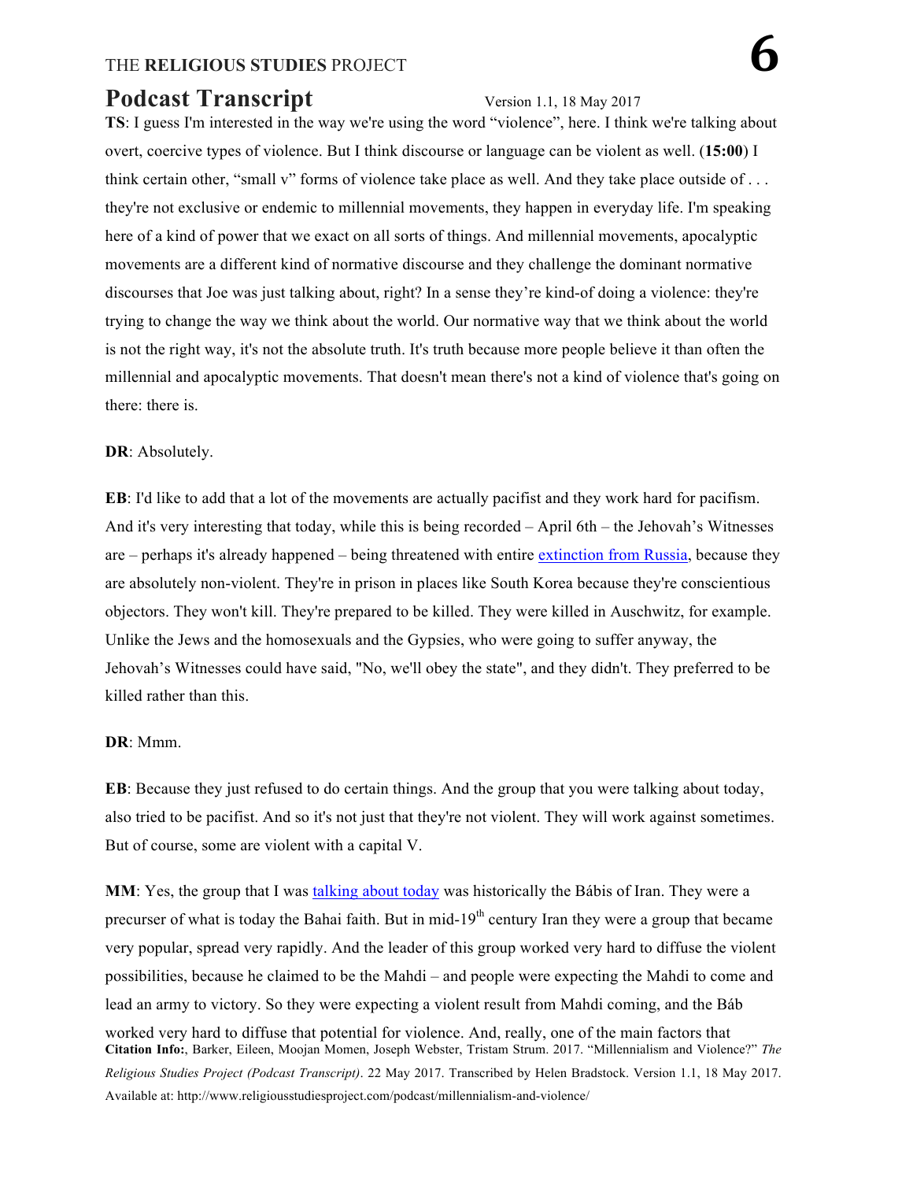**TS**: I guess I'm interested in the way we're using the word "violence", here. I think we're talking about overt, coercive types of violence. But I think discourse or language can be violent as well. (**15:00**) I think certain other, "small v" forms of violence take place as well. And they take place outside of . . . they're not exclusive or endemic to millennial movements, they happen in everyday life. I'm speaking here of a kind of power that we exact on all sorts of things. And millennial movements, apocalyptic movements are a different kind of normative discourse and they challenge the dominant normative discourses that Joe was just talking about, right? In a sense they're kind-of doing a violence: they're trying to change the way we think about the world. Our normative way that we think about the world is not the right way, it's not the absolute truth. It's truth because more people believe it than often the millennial and apocalyptic movements. That doesn't mean there's not a kind of violence that's going on there: there is.

**DR**: Absolutely.

**EB**: I'd like to add that a lot of the movements are actually pacifist and they work hard for pacifism. And it's very interesting that today, while this is being recorded – April 6th – the Jehovah's Witnesses are – perhaps it's already happened – being threatened with entire extinction from Russia, because they are absolutely non-violent. They're in prison in places like South Korea because they're conscientious objectors. They won't kill. They're prepared to be killed. They were killed in Auschwitz, for example. Unlike the Jews and the homosexuals and the Gypsies, who were going to suffer anyway, the Jehovah's Witnesses could have said, "No, we'll obey the state", and they didn't. They preferred to be killed rather than this.

**DR**: Mmm.

**EB**: Because they just refused to do certain things. And the group that you were talking about today, also tried to be pacifist. And so it's not just that they're not violent. They will work against sometimes. But of course, some are violent with a capital V.

**MM**: Yes, the group that I was talking about today was historically the Bábis of Iran. They were a precurser of what is today the Bahai faith. But in mid-19th century Iran they were a group that became very popular, spread very rapidly. And the leader of this group worked very hard to diffuse the violent possibilities, because he claimed to be the Mahdi – and people were expecting the Mahdi to come and lead an army to victory. So they were expecting a violent result from Mahdi coming, and the Báb worked very hard to diffuse that potential for violence. And, really, one of the main factors that

**Citation Info:**, Barker, Eileen, Moojan Momen, Joseph Webster, Tristam Strum. 2017. "Millennialism and Violence?" *The Religious Studies Project (Podcast Transcript)*. 22 May 2017. Transcribed by Helen Bradstock. Version 1.1, 18 May 2017. Available at: http://www.religiousstudiesproject.com/podcast/millennialism-and-violence/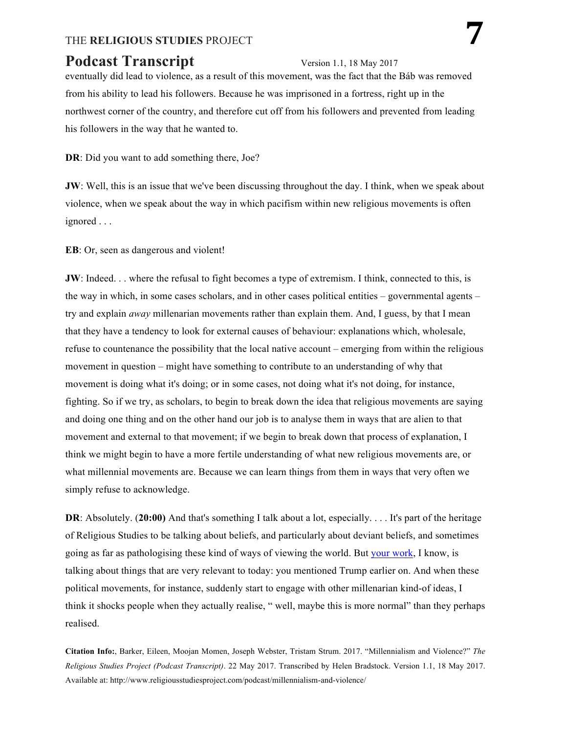eventually did lead to violence, as a result of this movement, was the fact that the Báb was removed from his ability to lead his followers. Because he was imprisoned in a fortress, right up in the northwest corner of the country, and therefore cut off from his followers and prevented from leading his followers in the way that he wanted to.

**DR**: Did you want to add something there, Joe?

**JW**: Well, this is an issue that we've been discussing throughout the day. I think, when we speak about violence, when we speak about the way in which pacifism within new religious movements is often ignored . . .

**EB**: Or, seen as dangerous and violent!

**JW**: Indeed. . . where the refusal to fight becomes a type of extremism. I think, connected to this, is the way in which, in some cases scholars, and in other cases political entities – governmental agents – try and explain *away* millenarian movements rather than explain them. And, I guess, by that I mean that they have a tendency to look for external causes of behaviour: explanations which, wholesale, refuse to countenance the possibility that the local native account – emerging from within the religious movement in question – might have something to contribute to an understanding of why that movement is doing what it's doing; or in some cases, not doing what it's not doing, for instance, fighting. So if we try, as scholars, to begin to break down the idea that religious movements are saying and doing one thing and on the other hand our job is to analyse them in ways that are alien to that movement and external to that movement; if we begin to break down that process of explanation, I think we might begin to have a more fertile understanding of what new religious movements are, or what millennial movements are. Because we can learn things from them in ways that very often we simply refuse to acknowledge.

**DR**: Absolutely. **(20:00)** And that's something I talk about a lot, especially. . . . It's part of the heritage of Religious Studies to be talking about beliefs, and particularly about deviant beliefs, and sometimes going as far as pathologising these kind of ways of viewing the world. But your work, I know, is talking about things that are very relevant to today: you mentioned Trump earlier on. And when these political movements, for instance, suddenly start to engage with other millenarian kind-of ideas, I think it shocks people when they actually realise, " well, maybe this is more normal" than they perhaps realised.

**Citation Info:**, Barker, Eileen, Moojan Momen, Joseph Webster, Tristam Strum. 2017. "Millennialism and Violence?" *The Religious Studies Project (Podcast Transcript)*. 22 May 2017. Transcribed by Helen Bradstock. Version 1.1, 18 May 2017. Available at: http://www.religiousstudiesproject.com/podcast/millennialism-and-violence/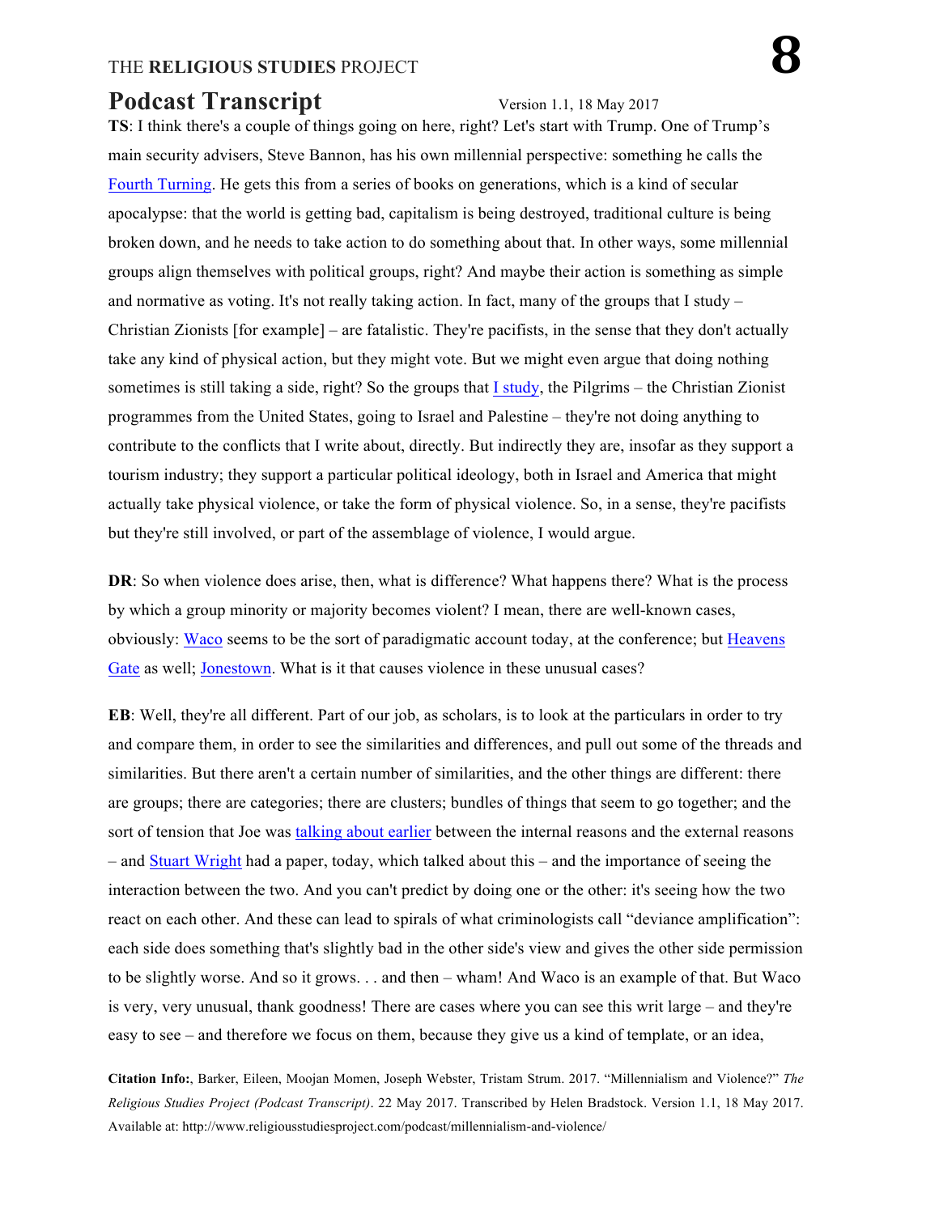**TS**: I think there's a couple of things going on here, right? Let's start with Trump. One of Trump's main security advisers, Steve Bannon, has his own millennial perspective: something he calls the Fourth Turning. He gets this from a series of books on generations, which is a kind of secular apocalypse: that the world is getting bad, capitalism is being destroyed, traditional culture is being broken down, and he needs to take action to do something about that. In other ways, some millennial groups align themselves with political groups, right? And maybe their action is something as simple and normative as voting. It's not really taking action. In fact, many of the groups that I study – Christian Zionists [for example] – are fatalistic. They're pacifists, in the sense that they don't actually take any kind of physical action, but they might vote. But we might even argue that doing nothing sometimes is still taking a side, right? So the groups that I study, the Pilgrims – the Christian Zionist programmes from the United States, going to Israel and Palestine – they're not doing anything to contribute to the conflicts that I write about, directly. But indirectly they are, insofar as they support a tourism industry; they support a particular political ideology, both in Israel and America that might actually take physical violence, or take the form of physical violence. So, in a sense, they're pacifists but they're still involved, or part of the assemblage of violence, I would argue.

**DR**: So when violence does arise, then, what is difference? What happens there? What is the process by which a group minority or majority becomes violent? I mean, there are well-known cases, obviously: Waco seems to be the sort of paradigmatic account today, at the conference; but Heavens Gate as well; Jonestown. What is it that causes violence in these unusual cases?

**EB**: Well, they're all different. Part of our job, as scholars, is to look at the particulars in order to try and compare them, in order to see the similarities and differences, and pull out some of the threads and similarities. But there aren't a certain number of similarities, and the other things are different: there are groups; there are categories; there are clusters; bundles of things that seem to go together; and the sort of tension that Joe was talking about earlier between the internal reasons and the external reasons – and Stuart Wright had a paper, today, which talked about this – and the importance of seeing the interaction between the two. And you can't predict by doing one or the other: it's seeing how the two react on each other. And these can lead to spirals of what criminologists call "deviance amplification": each side does something that's slightly bad in the other side's view and gives the other side permission to be slightly worse. And so it grows. . . and then – wham! And Waco is an example of that. But Waco is very, very unusual, thank goodness! There are cases where you can see this writ large – and they're easy to see – and therefore we focus on them, because they give us a kind of template, or an idea,

**Citation Info:**, Barker, Eileen, Moojan Momen, Joseph Webster, Tristam Sturm. 2017. "Millennialism and Violence?" *The Religious Studies Project (Podcast Transcript)*. 22 May 2017. Transcribed by Helen Bradstock. Version 1.1, 18 May 2017. Available at: http://www.religiousstudiesproject.com/podcast/millennialism-and-violence/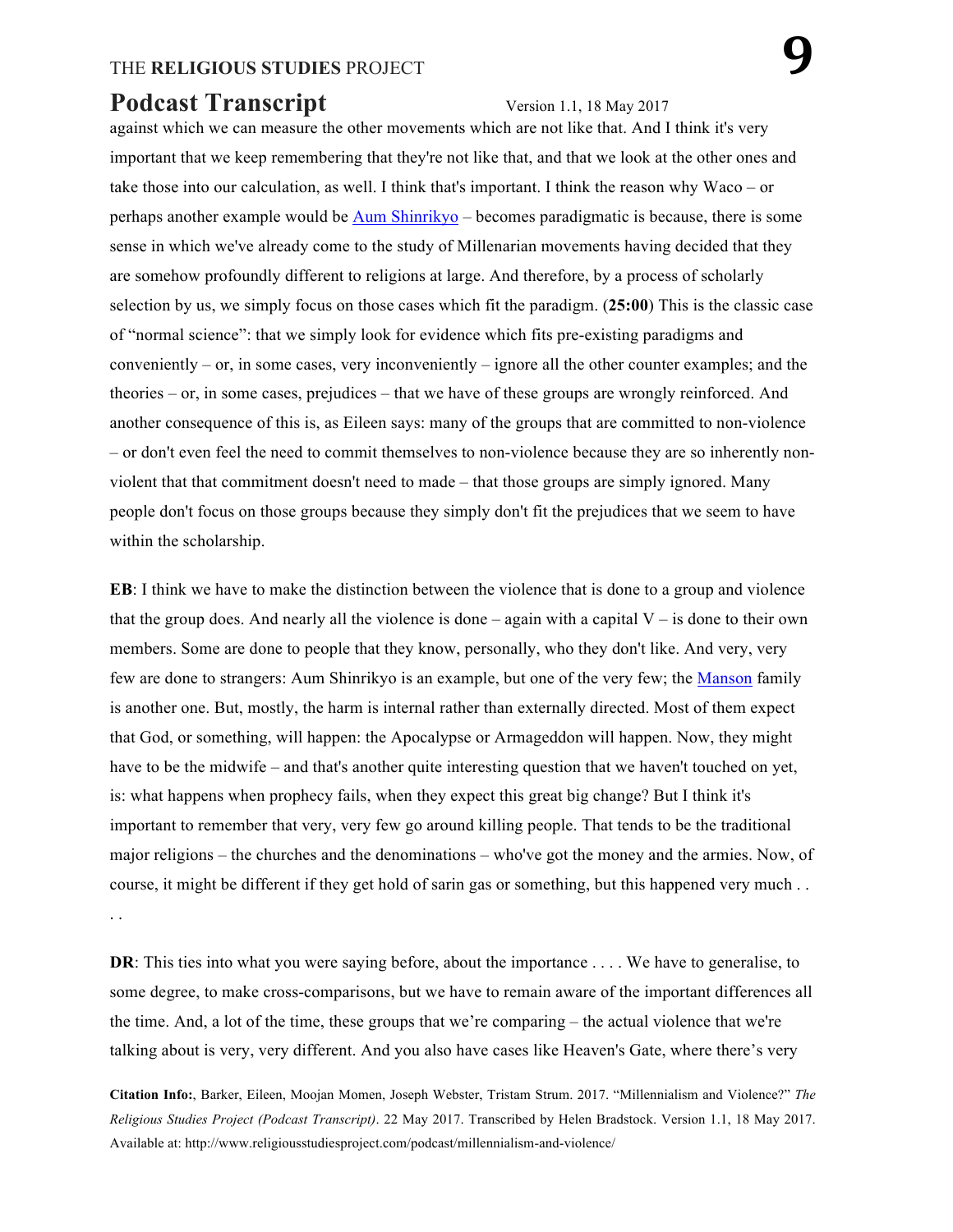against which we can measure the other movements which are not like that. And I think it's very important that we keep remembering that they're not like that, and that we look at the other ones and take those into our calculation, as well. I think that's important. I think the reason why Waco – or perhaps another example would be Aum Shinrikyo – becomes paradigmatic is because, there is some sense in which we've already come to the study of Millenarian movements having decided that they are somehow profoundly different to religions at large. And therefore, by a process of scholarly selection by us, we simply focus on those cases which fit the paradigm. (**25:00**) This is the classic case of "normal science": that we simply look for evidence which fits pre-existing paradigms and conveniently – or, in some cases, very inconveniently – ignore all the other counter examples; and the theories – or, in some cases, prejudices – that we have of these groups are wrongly reinforced. And another consequence of this is, as Eileen says: many of the groups that are committed to non-violence – or don't even feel the need to commit themselves to non-violence because they are so inherently non-violent that that commitment doesn't need to made – that those groups are simply ignored. Many people don't focus on those groups because they simply don't fit the prejudices that we seem to have within the scholarship.

**EB**: I think we have to make the distinction between the violence that is done to a group and violence that the group does. And nearly all the violence is done – again with a capital V – is done to their own members. Some are done to people that they know, personally, who they don't like. And very, very few are done to strangers: Aum Shinrikyo is an example, but one of the very few; the Manson family is another one. But, mostly, the harm is internal rather than externally directed. Most of them expect that God, or something, will happen: the Apocalypse or Armageddon will happen. Now, they might have to be the midwife – and that's another quite interesting question that we haven't touched on yet, is: what happens when prophecy fails, when they expect this great big change? But I think it's important to remember that very, very few go around killing people. That tends to be the traditional major religions – the churches and the denominations – who've got the money and the armies. Now, of course, it might be different if they get hold of sarin gas or something, but this happened very much . . . .

**DR**: This ties into what you were saying before, about the importance . . . . We have to generalise, to some degree, to make cross-comparisons, but we have to remain aware of the important differences all the time. And, a lot of the time, these groups that we're comparing – the actual violence that we're talking about is very, very different. And you also have cases like Heaven's Gate, where there's very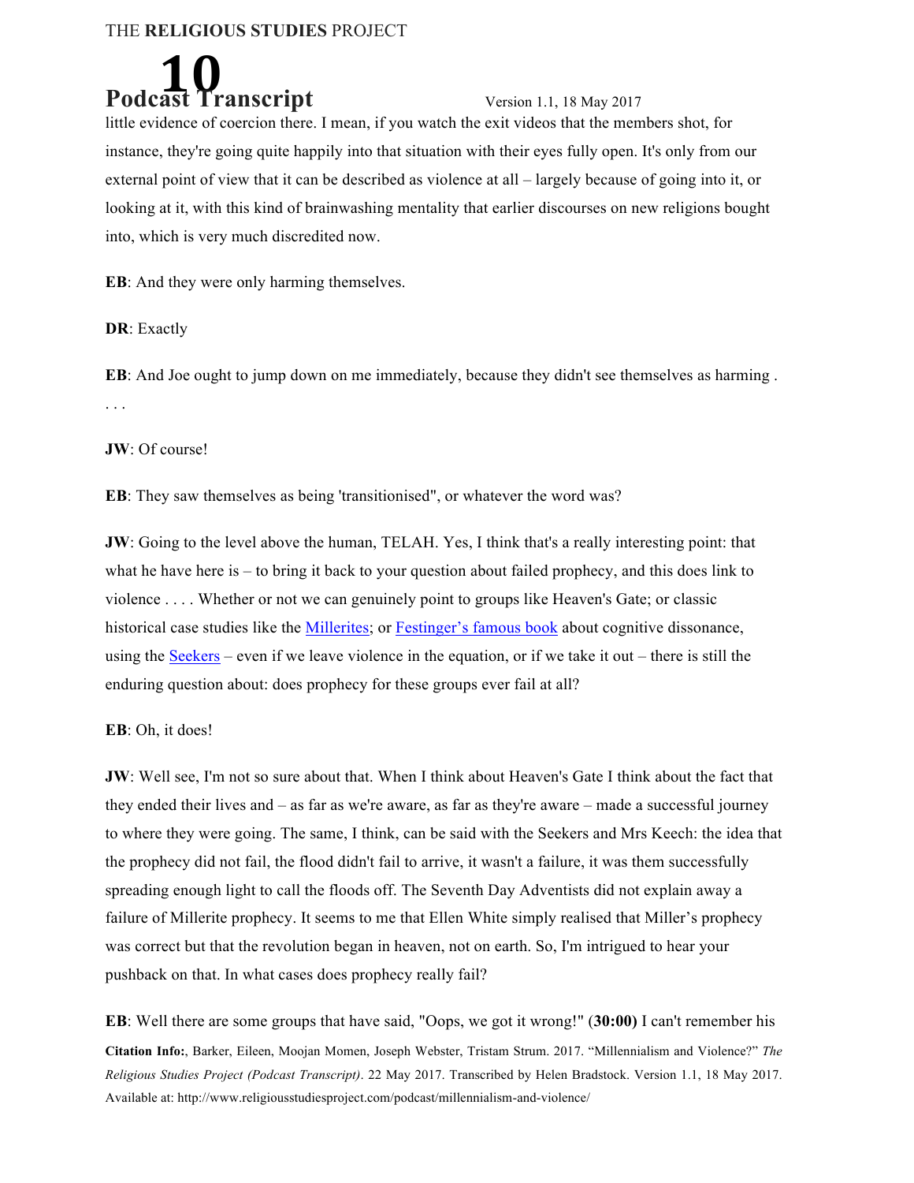little evidence of coercion there. I mean, if you watch the exit videos that the members shot, for instance, they're going quite happily into that situation with their eyes fully open. It's only from our external point of view that it can be described as violence at all – largely because of going into it, or looking at it, with this kind of brainwashing mentality that earlier discourses on new religions bought into, which is very much discredited now.

**EB**: And they were only harming themselves.

**DR**: Exactly

**EB**: And Joe ought to jump down on me immediately, because they didn't see themselves as harming . . . .

**JW**: Of course!

**EB**: They saw themselves as being 'transitionised", or whatever the word was?

**JW**: Going to the level above the human, TELAH. Yes, I think that's a really interesting point: that what he have here is – to bring it back to your question about failed prophecy, and this does link to violence . . . . Whether or not we can genuinely point to groups like Heaven's Gate; or classic historical case studies like the [Millerites](); or [Festinger's famous book]() about cognitive dissonance, using the [Seekers]() – even if we leave violence in the equation, or if we take it out – there is still the enduring question about: does prophecy for these groups ever fail at all?

**EB**: Oh, it does!

**JW**: Well see, I'm not so sure about that. When I think about Heaven's Gate I think about the fact that they ended their lives and – as far as we're aware, as far as they're aware – made a successful journey to where they were going. The same, I think, can be said with the Seekers and Mrs Keech: the idea that the prophecy did not fail, the flood didn't fail to arrive, it wasn't a failure, it was them successfully spreading enough light to call the floods off. The Seventh Day Adventists did not explain away a failure of Millerite prophecy. It seems to me that Ellen White simply realised that Miller's prophecy was correct but that the revolution began in heaven, not on earth. So, I'm intrigued to hear your pushback on that. In what cases does prophecy really fail?

**EB**: Well there are some groups that have said, "Oops, we got it wrong!" (**30:00**) I can't remember his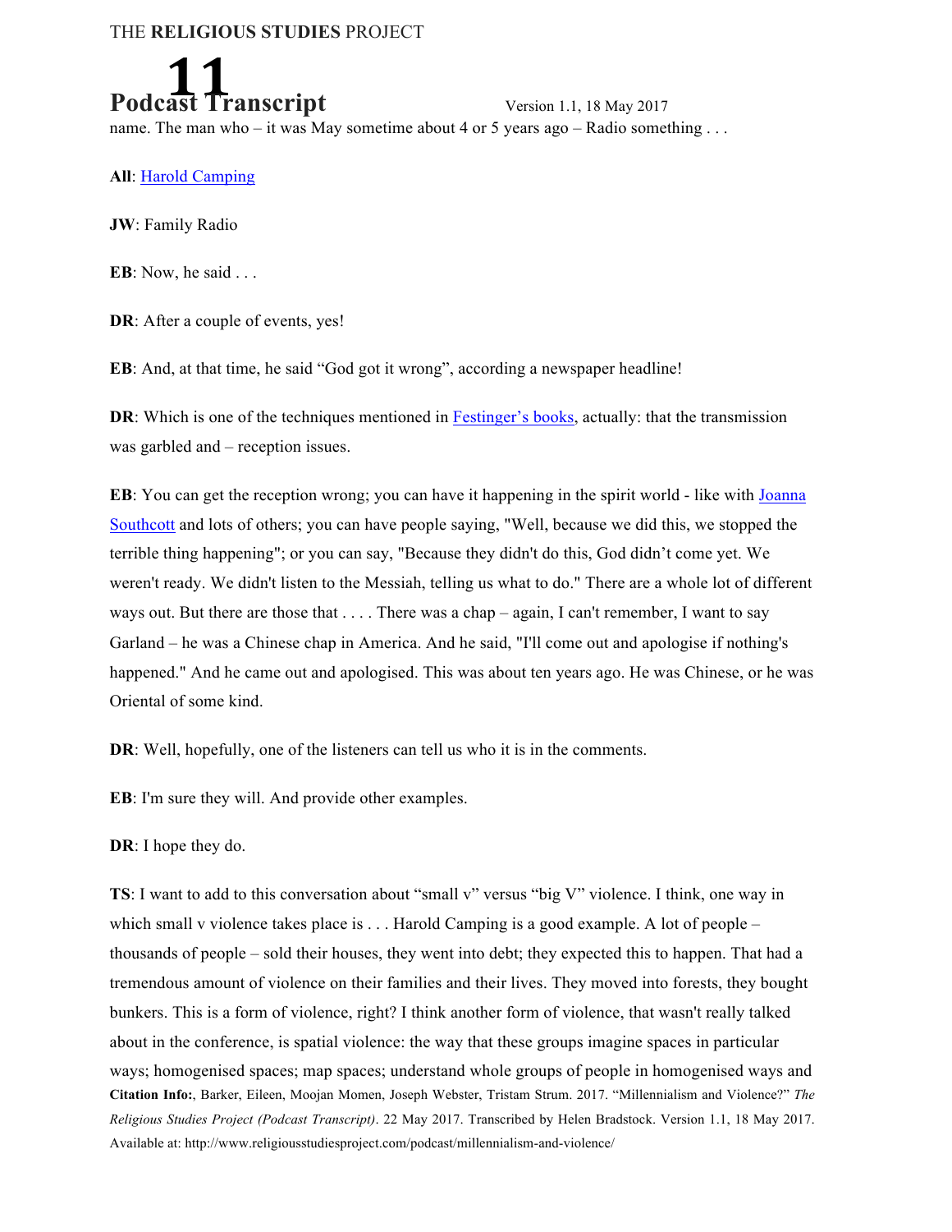name. The man who – it was May sometime about 4 or 5 years ago – Radio something . . .

**All**: Harold Camping

**JW**: Family Radio

**EB**: Now, he said . . .

**DR**: After a couple of events, yes!

**EB**: And, at that time, he said "God got it wrong", according a newspaper headline!

**DR**: Which is one of the techniques mentioned in Festinger's books, actually: that the transmission was garbled and – reception issues.

**EB**: You can get the reception wrong; you can have it happening in the spirit world - like with Joanna Southcott and lots of others; you can have people saying, "Well, because we did this, we stopped the terrible thing happening"; or you can say, "Because they didn't do this, God didn't come yet. We weren't ready. We didn't listen to the Messiah, telling us what to do." There are a whole lot of different ways out. But there are those that . . . . There was a chap – again, I can't remember, I want to say Garland – he was a Chinese chap in America. And he said, "I'll come out and apologise if nothing's happened." And he came out and apologised. This was about ten years ago. He was Chinese, or he was Oriental of some kind.

**DR**: Well, hopefully, one of the listeners can tell us who it is in the comments.

**EB**: I'm sure they will. And provide other examples.

**DR**: I hope they do.

**TS**: I want to add to this conversation about "small v" versus "big V" violence. I think, one way in which small v violence takes place is . . . Harold Camping is a good example. A lot of people – thousands of people – sold their houses, they went into debt; they expected this to happen. That had a tremendous amount of violence on their families and their lives. They moved into forests, they bought bunkers. This is a form of violence, right? I think another form of violence, that wasn't really talked about in the conference, is spatial violence: the way that these groups imagine spaces in particular ways; homogenised spaces; map spaces; understand whole groups of people in homogenised ways and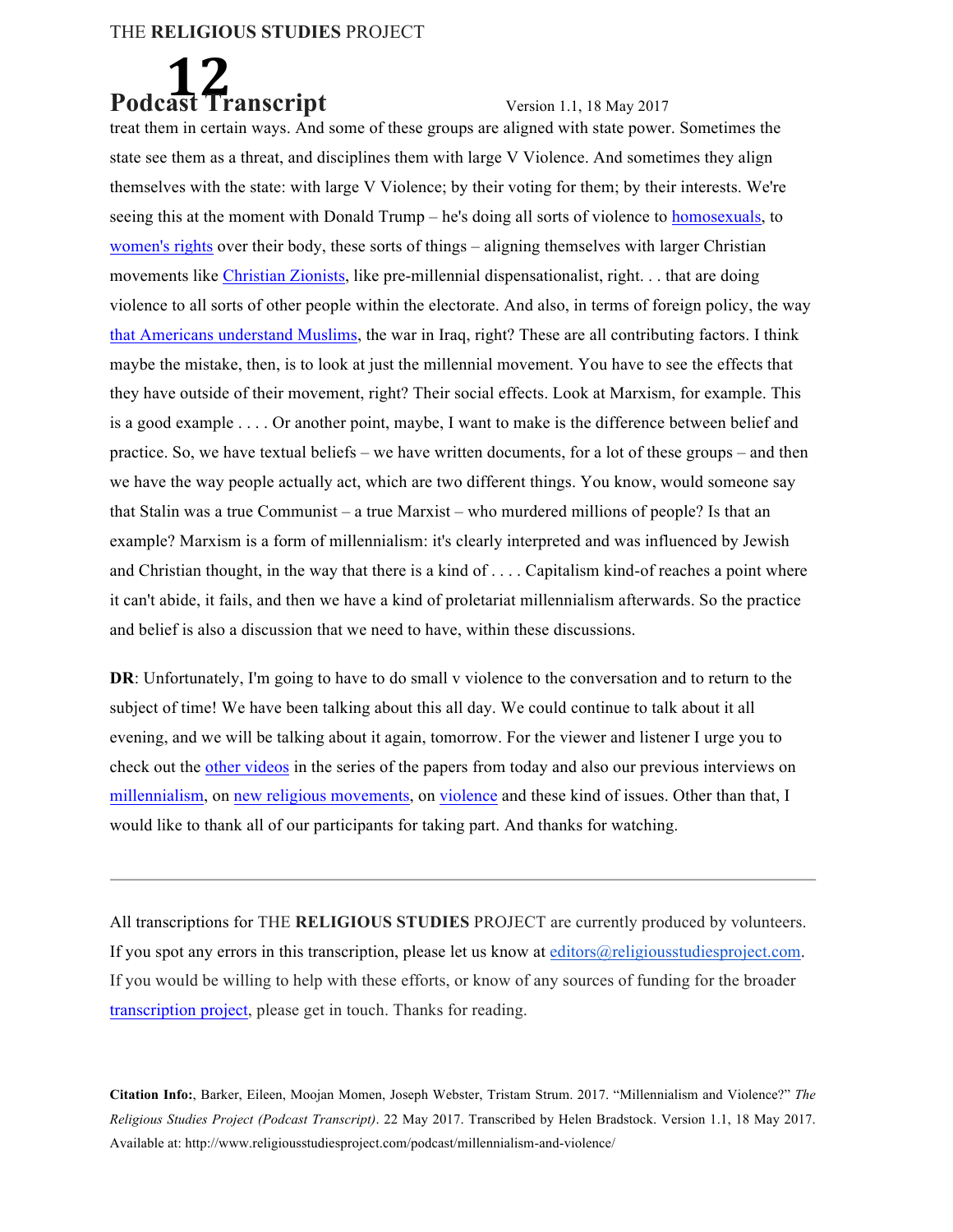treat them in certain ways. And some of these groups are aligned with state power. Sometimes the state see them as a threat, and disciplines them with large V Violence. And sometimes they align themselves with the state: with large V Violence; by their voting for them; by their interests. We're seeing this at the moment with Donald Trump – he's doing all sorts of violence to homosexuals, to women's rights over their body, these sorts of things – aligning themselves with larger Christian movements like Christian Zionists, like pre-millennial dispensationalist, right. . . that are doing violence to all sorts of other people within the electorate. And also, in terms of foreign policy, the way that Americans understand Muslims, the war in Iraq, right? These are all contributing factors. I think maybe the mistake, then, is to look at just the millennial movement. You have to see the effects that they have outside of their movement, right? Their social effects. Look at Marxism, for example. This is a good example . . . . Or another point, maybe, I want to make is the difference between belief and practice. So, we have textual beliefs – we have written documents, for a lot of these groups – and then we have the way people actually act, which are two different things. You know, would someone say that Stalin was a true Communist – a true Marxist – who murdered millions of people? Is that an example? Marxism is a form of millennialism: it's clearly interpreted and was influenced by Jewish and Christian thought, in the way that there is a kind of . . . . Capitalism kind-of reaches a point where it can't abide, it fails, and then we have a kind of proletariat millennialism afterwards. So the practice and belief is also a discussion that we need to have, within these discussions.

**DR**: Unfortunately, I'm going to have to do small v violence to the conversation and to return to the subject of time! We have been talking about this all day. We could continue to talk about it all evening, and we will be talking about it again, tomorrow. For the viewer and listener I urge you to check out the other videos in the series of the papers from today and also our previous interviews on millennialism, on new religious movements, on violence and these kind of issues. Other than that, I would like to thank all of our participants for taking part. And thanks for watching.

---

All transcriptions for THE **RELIGIOUS STUDIES** PROJECT are currently produced by volunteers. If you spot any errors in this transcription, please let us know at editors@religiousstudiesproject.com. If you would be willing to help with these efforts, or know of any sources of funding for the broader transcription project, please get in touch. Thanks for reading.

**Citation Info:**, Barker, Eileen, Moojan Momen, Joseph Webster, Tristam Strum. 2017. "Millennialism and Violence?" *The Religious Studies Project (Podcast Transcript)*. 22 May 2017. Transcribed by Helen Bradstock. Version 1.1, 18 May 2017. Available at: http://www.religiousstudiesproject.com/podcast/millennialism-and-violence/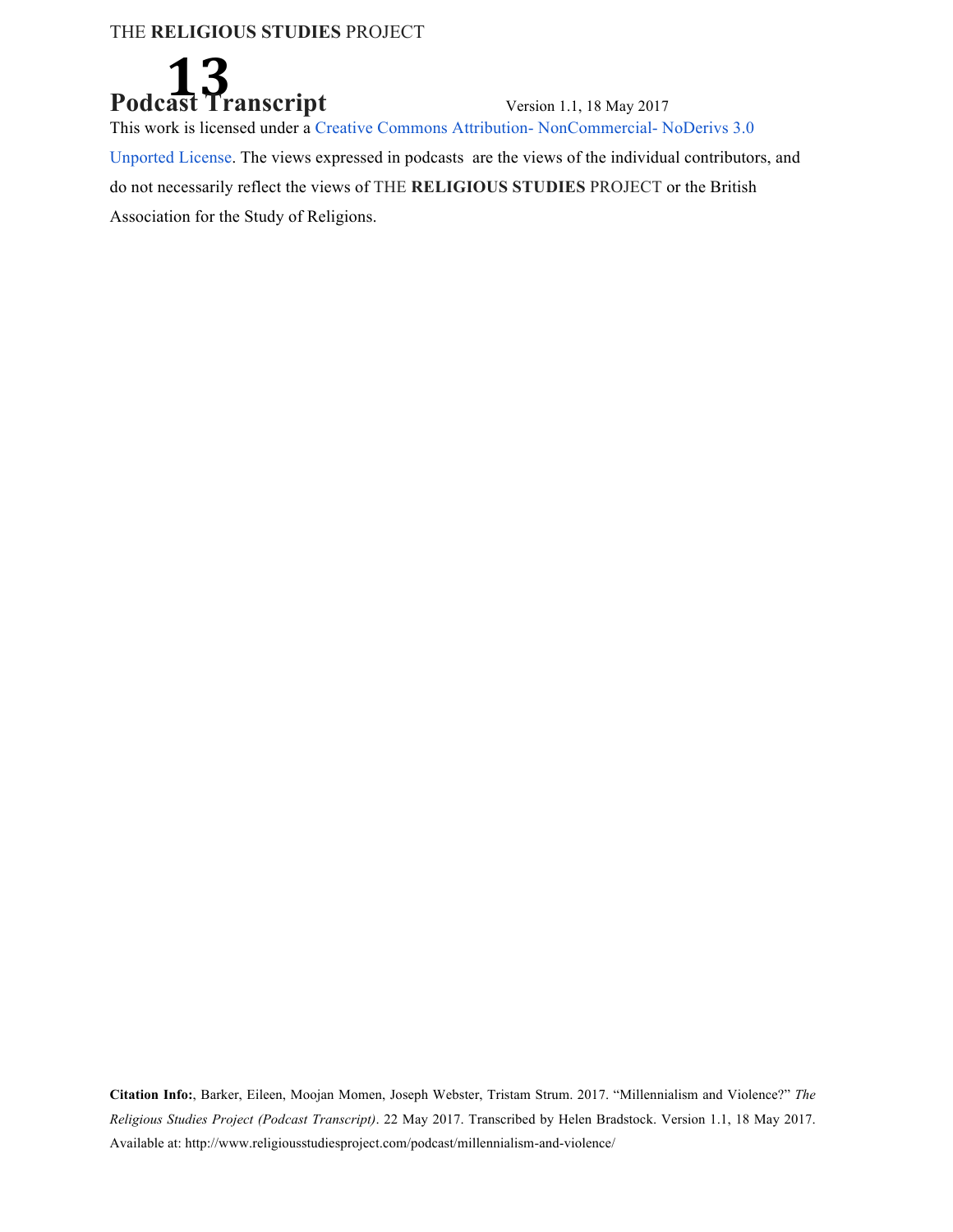# Podcast Transcript

Version 1.1, 18 May 2017

This work is licensed under a Creative Commons Attribution- NonCommercial- NoDerivs 3.0 Unported License. The views expressed in podcasts are the views of the individual contributors, and do not necessarily reflect the views of THE **RELIGIOUS STUDIES** PROJECT or the British Association for the Study of Religions.

**Citation Info:**, Barker, Eileen, Moojan Momen, Joseph Webster, Tristam Strum. 2017. "Millennialism and Violence?" *The Religious Studies Project (Podcast Transcript)*. 22 May 2017. Transcribed by Helen Bradstock. Version 1.1, 18 May 2017. Available at: http://www.religiousstudiesproject.com/podcast/millennialism-and-violence/